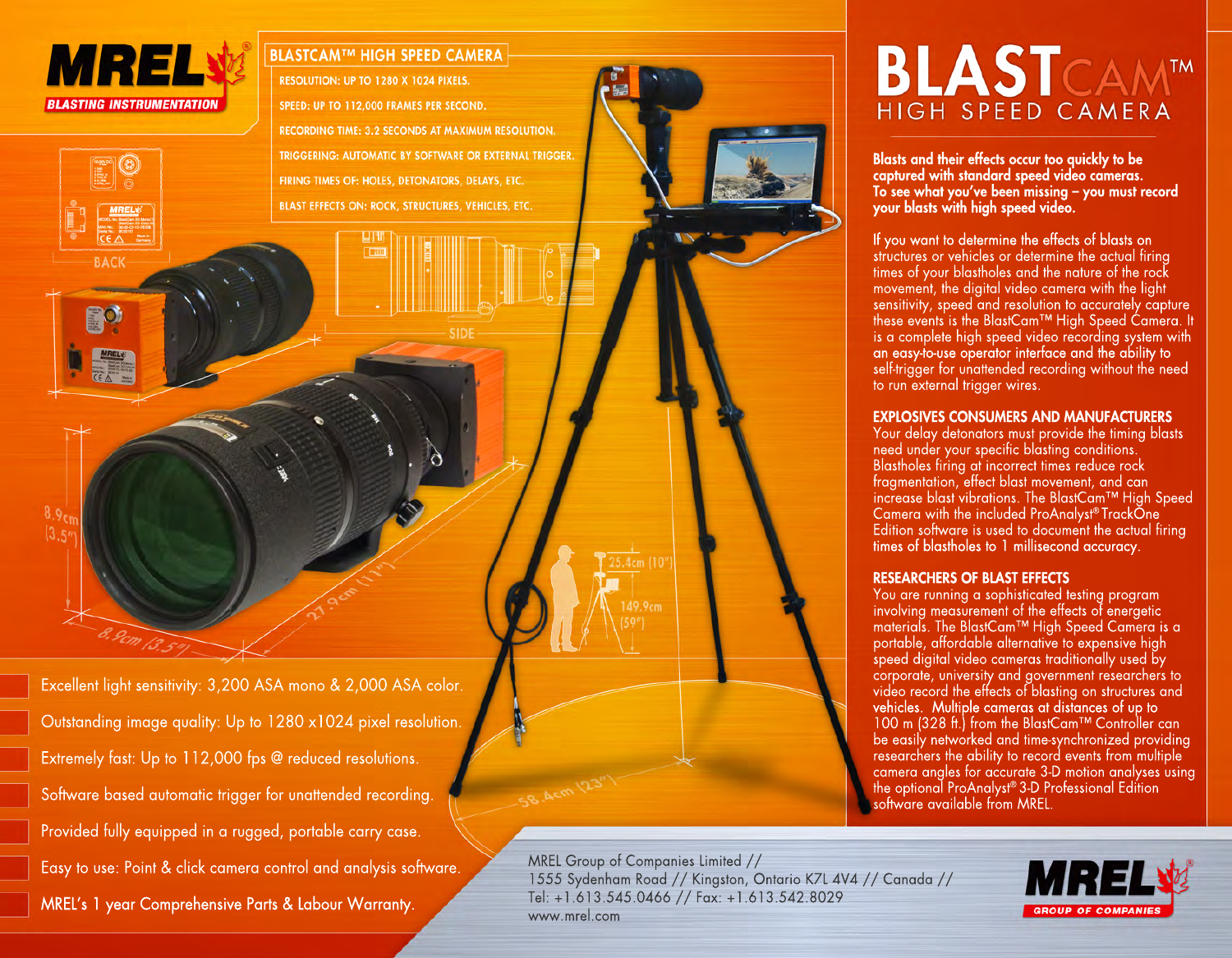# MREL

BLASTING INSTRUMENTATION

## BLASTCAM™ HIGH SPEED CAMERA

- RESOLUTION: UP TO 1280 X 1024 PIXELS.
- SPEED: UP TO 112,000 FRAMES PER SECOND.
- RECORDING TIME: 3.2 SECONDS AT MAXIMUM RESOLUTION.
- TRIGGERING: AUTOMATIC BY SOFTWARE OR EXTERNAL TRIGGER.
- FIRING TIMES OF: HOLES, DETONATORS, DELAYS, ETC.
- BLAST EFFECTS ON: ROCK, STRUCTURES, VEHICLES, ETC.

BACK

SIDE

8.9cm (3.5")

27.9cm (11")

8.9cm (3.5")

25.4cm (10")

149.9cm (59")

58.4cm (23")

- Excellent light sensitivity: 3,200 ASA mono & 2,000 ASA color.
- Outstanding image quality: Up to 1280 x1024 pixel resolution.
- Extremely fast: Up to 112,000 fps @ reduced resolutions.
- Software based automatic trigger for unattended recording.
- Provided fully equipped in a rugged, portable carry case.
- Easy to use: Point & click camera control and analysis software.
- MREL's 1 year Comprehensive Parts & Labour Warranty.

# BLASTCAM™

## HIGH SPEED CAMERA

**Blasts and their effects occur too quickly to be captured with standard speed video cameras. To see what you've been missing – you must record your blasts with high speed video.**

If you want to determine the effects of blasts on structures or vehicles or determine the actual firing times of your blastholes and the nature of the rock movement, the digital video camera with the light sensitivity, speed and resolution to accurately capture these events is the BlastCam™ High Speed Camera. It is a complete high speed video recording system with an easy-to-use operator interface and the ability to self-trigger for unattended recording without the need to run external trigger wires.

### EXPLOSIVES CONSUMERS AND MANUFACTURERS

Your delay detonators must provide the timing blasts need under your specific blasting conditions. Blastholes firing at incorrect times reduce rock fragmentation, effect blast movement, and can increase blast vibrations. The BlastCam™ High Speed Camera with the included ProAnalyst® TrackOne Edition software is used to document the actual firing times of blastholes to 1 millisecond accuracy.

### RESEARCHERS OF BLAST EFFECTS

You are running a sophisticated testing program involving measurement of the effects of energetic materials. The BlastCam™ High Speed Camera is a portable, affordable alternative to expensive high speed digital video cameras traditionally used by corporate, university and government researchers to video record the effects of blasting on structures and vehicles. Multiple cameras at distances of up to 100 m (328 ft.) from the BlastCam™ Controller can be easily networked and time-synchronized providing researchers the ability to record events from multiple camera angles for accurate 3-D motion analyses using the optional ProAnalyst® 3-D Professional Edition software available from MREL.

MREL Group of Companies Limited //
1555 Sydenham Road // Kingston, Ontario K7L 4V4 // Canada //
Tel: +1.613.545.0466 // Fax: +1.613.542.8029
www.mrel.com

MREL GROUP OF COMPANIES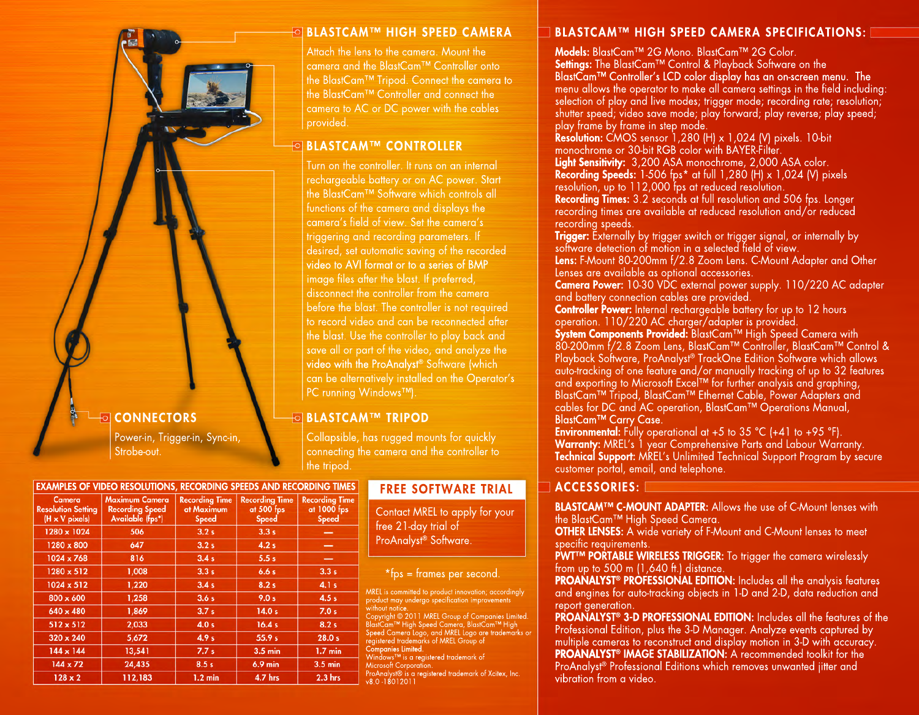## BLASTCAM™ HIGH SPEED CAMERA

Attach the lens to the camera. Mount the camera and the BlastCam™ Controller onto the BlastCam™ Tripod. Connect the camera to the BlastCam™ Controller and connect the camera to AC or DC power with the cables provided.

## BLASTCAM™ CONTROLLER

Turn on the controller. It runs on an internal rechargeable battery or on AC power. Start the BlastCam™ Software which controls all functions of the camera and displays the camera's field of view. Set the camera's triggering and recording parameters. If desired, set automatic saving of the recorded video to AVI format or to a series of BMP image files after the blast. If preferred, disconnect the controller from the camera before the blast. The controller is not required to record video and can be reconnected after the blast. Use the controller to play back and save all or part of the video, and analyze the video with the ProAnalyst® Software (which can be alternatively installed on the Operator's PC running Windows™).

## CONNECTORS

Power-in, Trigger-in, Sync-in, Strobe-out.

## BLASTCAM™ TRIPOD

Collapsible, has rugged mounts for quickly connecting the camera and the controller to the tripod.

## EXAMPLES OF VIDEO RESOLUTIONS, RECORDING SPEEDS AND RECORDING TIMES

| Camera Resolution Setting (H x V pixels) | Maximum Camera Recording Speed Available (fps*) | Recording Time at Maximum Speed | Recording Time at 500 fps Speed | Recording Time at 1000 fps Speed |
|---|---|---|---|---|
| 1280 x 1024 | 506 | 3.2 s | 3.3 s | — |
| 1280 x 800 | 647 | 3.2 s | 4.2 s | — |
| 1024 x 768 | 816 | 3.4 s | 5.5 s | — |
| 1280 x 512 | 1,008 | 3.3 s | 6.6 s | 3.3 s |
| 1024 x 512 | 1,220 | 3.4 s | 8.2 s | 4.1 s |
| 800 x 600 | 1,258 | 3.6 s | 9.0 s | 4.5 s |
| 640 x 480 | 1,869 | 3.7 s | 14.0 s | 7.0 s |
| 512 x 512 | 2,033 | 4.0 s | 16.4 s | 8.2 s |
| 320 x 240 | 5,672 | 4.9 s | 55.9 s | 28.0 s |
| 144 x 144 | 13,541 | 7.7 s | 3.5 min | 1.7 min |
| 144 x 72 | 24,435 | 8.5 s | 6.9 min | 3.5 min |
| 128 x 2 | 112,183 | 1.2 min | 4.7 hrs | 2.3 hrs |

## FREE SOFTWARE TRIAL

Contact MREL to apply for your free 21-day trial of ProAnalyst® Software.

*fps = frames per second.

MREL is committed to product innovation; accordingly product may undergo specification improvements without notice.
Copyright © 2011 MREL Group of Companies Limited. BlastCam™ High Speed Camera, BlastCam™ High Speed Camera Logo, and MREL logo are trademarks or registered trademarks of MREL Group of Companies Limited.
Windows™ is a registered trademark of Microsoft Corporation.
ProAnalyst® is a registered trademark of Xcitex, Inc.
v8.0 -18012011

## BLASTCAM™ HIGH SPEED CAMERA SPECIFICATIONS:

**Models:** BlastCam™ 2G Mono. BlastCam™ 2G Color.
**Settings:** The BlastCam™ Control & Playback Software on the BlastCam™ Controller's LCD color display has an on-screen menu. The menu allows the operator to make all camera settings in the field including: selection of play and live modes; trigger mode; recording rate; resolution; shutter speed; video save mode; play forward; play reverse; play speed; play frame by frame in step mode.
**Resolution:** CMOS sensor 1,280 (H) x 1,024 (V) pixels. 10-bit monochrome or 30-bit RGB color with BAYER-Filter.
**Light Sensitivity:** 3,200 ASA monochrome, 2,000 ASA color.
**Recording Speeds:** 1-506 fps* at full 1,280 (H) x 1,024 (V) pixels resolution, up to 112,000 fps at reduced resolution.
**Recording Times:** 3.2 seconds at full resolution and 506 fps. Longer recording times are available at reduced resolution and/or reduced recording speeds.
**Trigger:** Externally by trigger switch or trigger signal, or internally by software detection of motion in a selected field of view.
**Lens:** F-Mount 80-200mm f/2.8 Zoom Lens. C-Mount Adapter and Other Lenses are available as optional accessories.
**Camera Power:** 10-30 VDC external power supply. 110/220 AC adapter and battery connection cables are provided.
**Controller Power:** Internal rechargeable battery for up to 12 hours operation. 110/220 AC charger/adapter is provided.
**System Components Provided:** BlastCam™ High Speed Camera with 80-200mm f/2.8 Zoom Lens, BlastCam™ Controller, BlastCam™ Control & Playback Software, ProAnalyst® TrackOne Edition Software which allows auto-tracking of one feature and/or manually tracking of up to 32 features and exporting to Microsoft Excel™ for further analysis and graphing, BlastCam™ Tripod, BlastCam™ Ethernet Cable, Power Adapters and cables for DC and AC operation, BlastCam™ Operations Manual, BlastCam™ Carry Case.
**Environmental:** Fully operational at +5 to 35 °C (+41 to +95 °F).
**Warranty:** MREL's 1 year Comprehensive Parts and Labour Warranty.
**Technical Support:** MREL's Unlimited Technical Support Program by secure customer portal, email, and telephone.

## ACCESSORIES:

**BLASTCAM™ C-MOUNT ADAPTER:** Allows the use of C-Mount lenses with the BlastCam™ High Speed Camera.
**OTHER LENSES:** A wide variety of F-Mount and C-Mount lenses to meet specific requirements.
**PWT™ PORTABLE WIRELESS TRIGGER:** To trigger the camera wirelessly from up to 500 m (1,640 ft.) distance.
**PROANALYST® PROFESSIONAL EDITION:** Includes all the analysis features and engines for auto-tracking objects in 1-D and 2-D, data reduction and report generation.
**PROANALYST® 3-D PROFESSIONAL EDITION:** Includes all the features of the Professional Edition, plus the 3-D Manager. Analyze events captured by multiple cameras to reconstruct and display motion in 3-D with accuracy.
**PROANALYST® IMAGE STABILIZATION:** A recommended toolkit for the ProAnalyst® Professional Editions which removes unwanted jitter and vibration from a video.